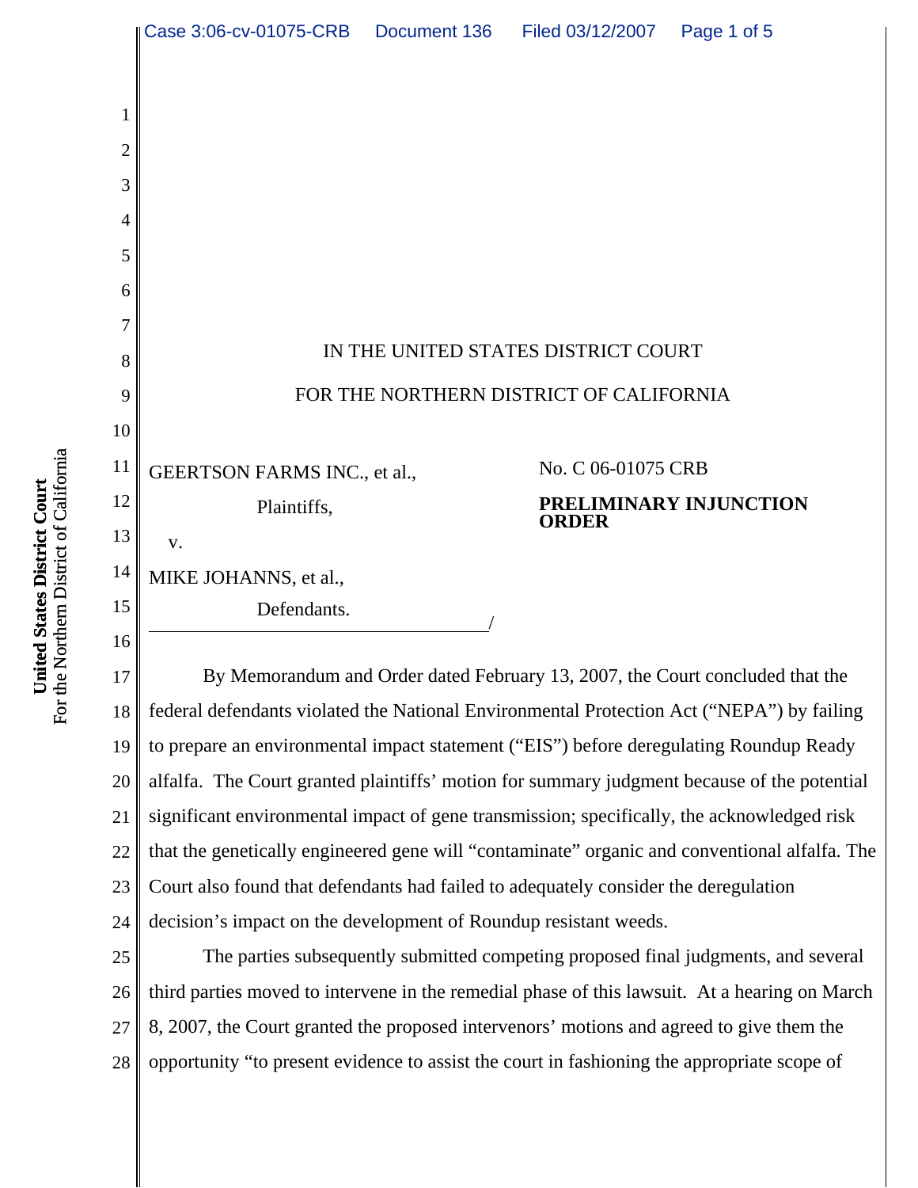IN THE UNITED STATES DISTRICT COURT

FOR THE NORTHERN DISTRICT OF CALIFORNIA

GEERTSON FARMS INC., et al.,

Plaintiffs,

v.

MIKE JOHANNS, et al.,

Defendants.

No. C 06-01075 CRB

**PRELIMINARY INJUNCTION ORDER**

By Memorandum and Order dated February 13, 2007, the Court concluded that the federal defendants violated the National Environmental Protection Act ("NEPA") by failing to prepare an environmental impact statement ("EIS") before deregulating Roundup Ready alfalfa. The Court granted plaintiffs' motion for summary judgment because of the potential significant environmental impact of gene transmission; specifically, the acknowledged risk that the genetically engineered gene will "contaminate" organic and conventional alfalfa. The Court also found that defendants had failed to adequately consider the deregulation decision's impact on the development of Roundup resistant weeds.

The parties subsequently submitted competing proposed final judgments, and several third parties moved to intervene in the remedial phase of this lawsuit. At a hearing on March 8, 2007, the Court granted the proposed intervenors' motions and agreed to give them the opportunity "to present evidence to assist the court in fashioning the appropriate scope of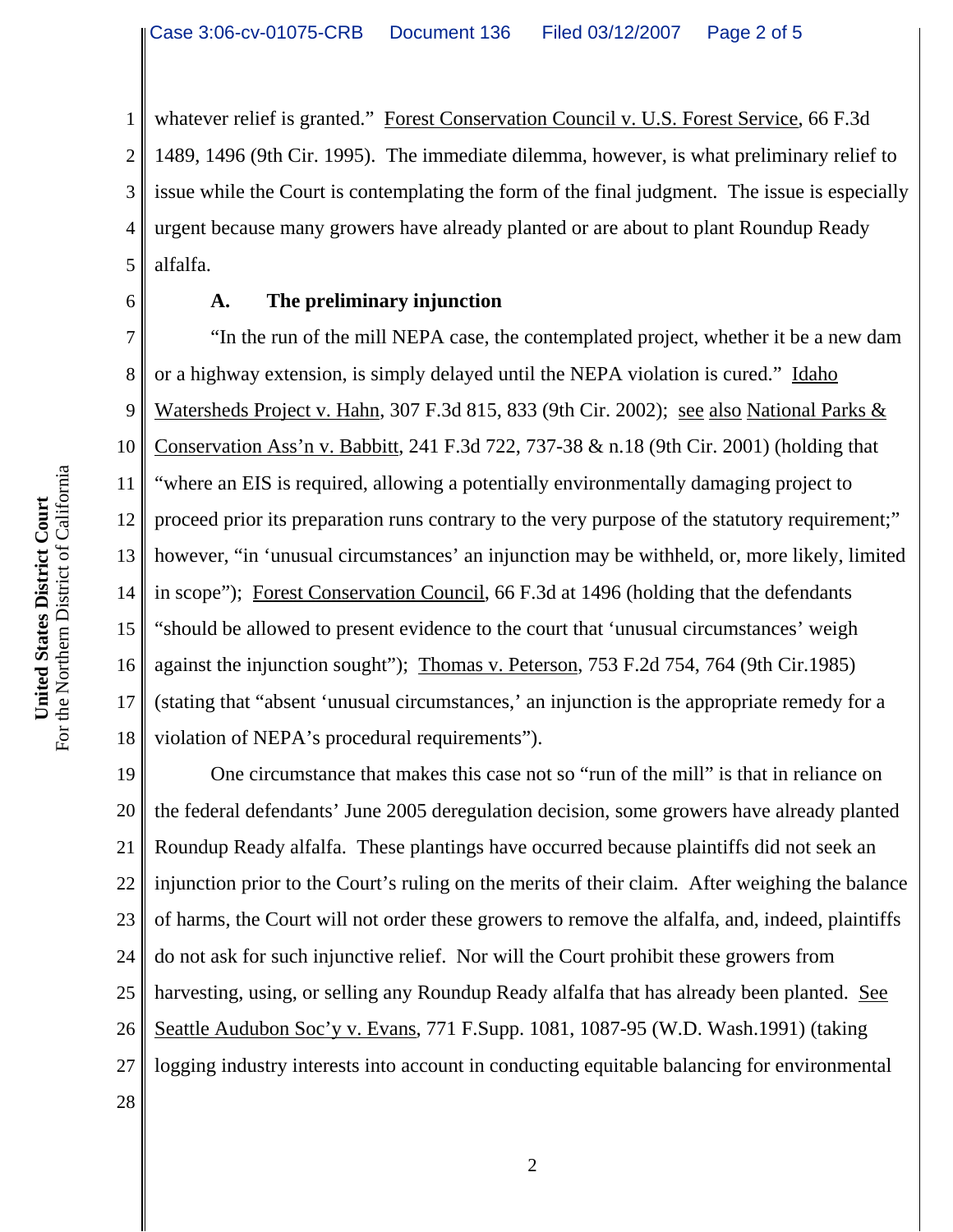whatever relief is granted." Forest Conservation Council v. U.S. Forest Service, 66 F.3d 1489, 1496 (9th Cir. 1995). The immediate dilemma, however, is what preliminary relief to issue while the Court is contemplating the form of the final judgment. The issue is especially urgent because many growers have already planted or are about to plant Roundup Ready alfalfa.

### A. The preliminary injunction

"In the run of the mill NEPA case, the contemplated project, whether it be a new dam or a highway extension, is simply delayed until the NEPA violation is cured." Idaho Watersheds Project v. Hahn, 307 F.3d 815, 833 (9th Cir. 2002); see also National Parks & Conservation Ass'n v. Babbitt, 241 F.3d 722, 737-38 & n.18 (9th Cir. 2001) (holding that "where an EIS is required, allowing a potentially environmentally damaging project to proceed prior its preparation runs contrary to the very purpose of the statutory requirement;" however, "in 'unusual circumstances' an injunction may be withheld, or, more likely, limited in scope"); Forest Conservation Council, 66 F.3d at 1496 (holding that the defendants "should be allowed to present evidence to the court that 'unusual circumstances' weigh against the injunction sought"); Thomas v. Peterson, 753 F.2d 754, 764 (9th Cir.1985) (stating that "absent 'unusual circumstances,' an injunction is the appropriate remedy for a violation of NEPA's procedural requirements").

One circumstance that makes this case not so "run of the mill" is that in reliance on the federal defendants' June 2005 deregulation decision, some growers have already planted Roundup Ready alfalfa. These plantings have occurred because plaintiffs did not seek an injunction prior to the Court's ruling on the merits of their claim. After weighing the balance of harms, the Court will not order these growers to remove the alfalfa, and, indeed, plaintiffs do not ask for such injunctive relief. Nor will the Court prohibit these growers from harvesting, using, or selling any Roundup Ready alfalfa that has already been planted. See Seattle Audubon Soc'y v. Evans, 771 F.Supp. 1081, 1087-95 (W.D. Wash.1991) (taking logging industry interests into account in conducting equitable balancing for environmental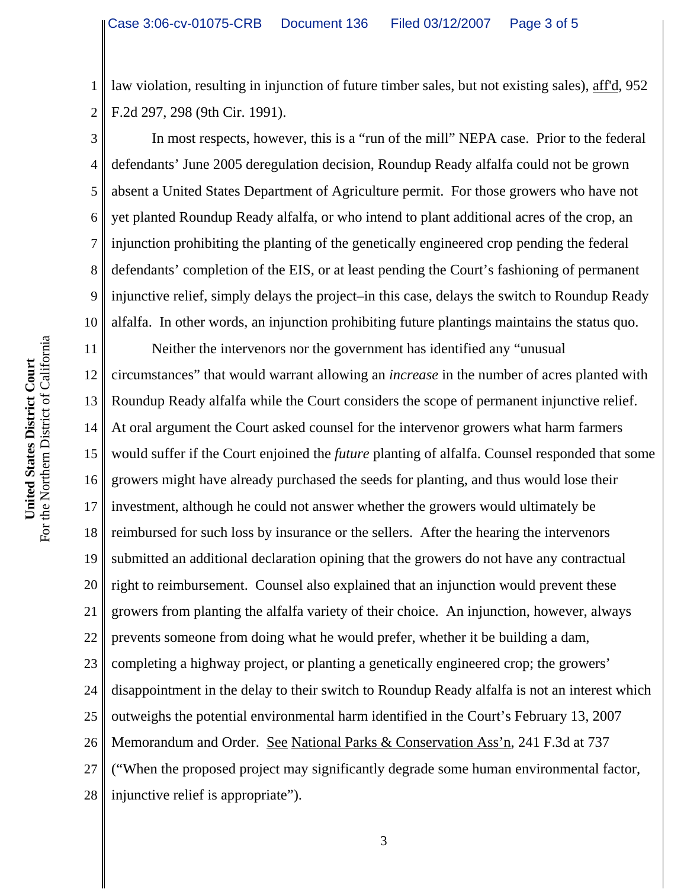law violation, resulting in injunction of future timber sales, but not existing sales), aff'd, 952 F.2d 297, 298 (9th Cir. 1991).

In most respects, however, this is a "run of the mill" NEPA case. Prior to the federal defendants' June 2005 deregulation decision, Roundup Ready alfalfa could not be grown absent a United States Department of Agriculture permit. For those growers who have not yet planted Roundup Ready alfalfa, or who intend to plant additional acres of the crop, an injunction prohibiting the planting of the genetically engineered crop pending the federal defendants' completion of the EIS, or at least pending the Court's fashioning of permanent injunctive relief, simply delays the project–in this case, delays the switch to Roundup Ready alfalfa. In other words, an injunction prohibiting future plantings maintains the status quo.

Neither the intervenors nor the government has identified any "unusual circumstances" that would warrant allowing an *increase* in the number of acres planted with Roundup Ready alfalfa while the Court considers the scope of permanent injunctive relief. At oral argument the Court asked counsel for the intervenor growers what harm farmers would suffer if the Court enjoined the *future* planting of alfalfa. Counsel responded that some growers might have already purchased the seeds for planting, and thus would lose their investment, although he could not answer whether the growers would ultimately be reimbursed for such loss by insurance or the sellers. After the hearing the intervenors submitted an additional declaration opining that the growers do not have any contractual right to reimbursement. Counsel also explained that an injunction would prevent these growers from planting the alfalfa variety of their choice. An injunction, however, always prevents someone from doing what he would prefer, whether it be building a dam, completing a highway project, or planting a genetically engineered crop; the growers' disappointment in the delay to their switch to Roundup Ready alfalfa is not an interest which outweighs the potential environmental harm identified in the Court's February 13, 2007 Memorandum and Order. See National Parks & Conservation Ass'n, 241 F.3d at 737 ("When the proposed project may significantly degrade some human environmental factor, injunctive relief is appropriate").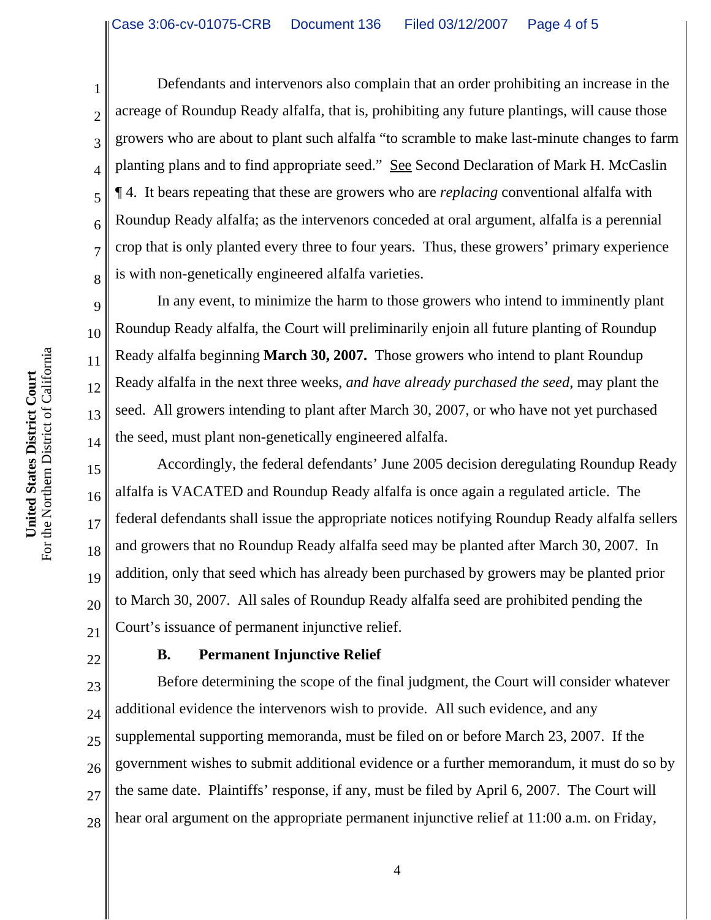Defendants and intervenors also complain that an order prohibiting an increase in the acreage of Roundup Ready alfalfa, that is, prohibiting any future plantings, will cause those growers who are about to plant such alfalfa "to scramble to make last-minute changes to farm planting plans and to find appropriate seed." See Second Declaration of Mark H. McCaslin ¶ 4. It bears repeating that these are growers who are *replacing* conventional alfalfa with Roundup Ready alfalfa; as the intervenors conceded at oral argument, alfalfa is a perennial crop that is only planted every three to four years. Thus, these growers' primary experience is with non-genetically engineered alfalfa varieties.

In any event, to minimize the harm to those growers who intend to imminently plant Roundup Ready alfalfa, the Court will preliminarily enjoin all future planting of Roundup Ready alfalfa beginning **March 30, 2007.** Those growers who intend to plant Roundup Ready alfalfa in the next three weeks, *and have already purchased the seed*, may plant the seed. All growers intending to plant after March 30, 2007, or who have not yet purchased the seed, must plant non-genetically engineered alfalfa.

Accordingly, the federal defendants' June 2005 decision deregulating Roundup Ready alfalfa is VACATED and Roundup Ready alfalfa is once again a regulated article. The federal defendants shall issue the appropriate notices notifying Roundup Ready alfalfa sellers and growers that no Roundup Ready alfalfa seed may be planted after March 30, 2007. In addition, only that seed which has already been purchased by growers may be planted prior to March 30, 2007. All sales of Roundup Ready alfalfa seed are prohibited pending the Court's issuance of permanent injunctive relief.

**B. Permanent Injunctive Relief**

Before determining the scope of the final judgment, the Court will consider whatever additional evidence the intervenors wish to provide. All such evidence, and any supplemental supporting memoranda, must be filed on or before March 23, 2007. If the government wishes to submit additional evidence or a further memorandum, it must do so by the same date. Plaintiffs' response, if any, must be filed by April 6, 2007. The Court will hear oral argument on the appropriate permanent injunctive relief at 11:00 a.m. on Friday,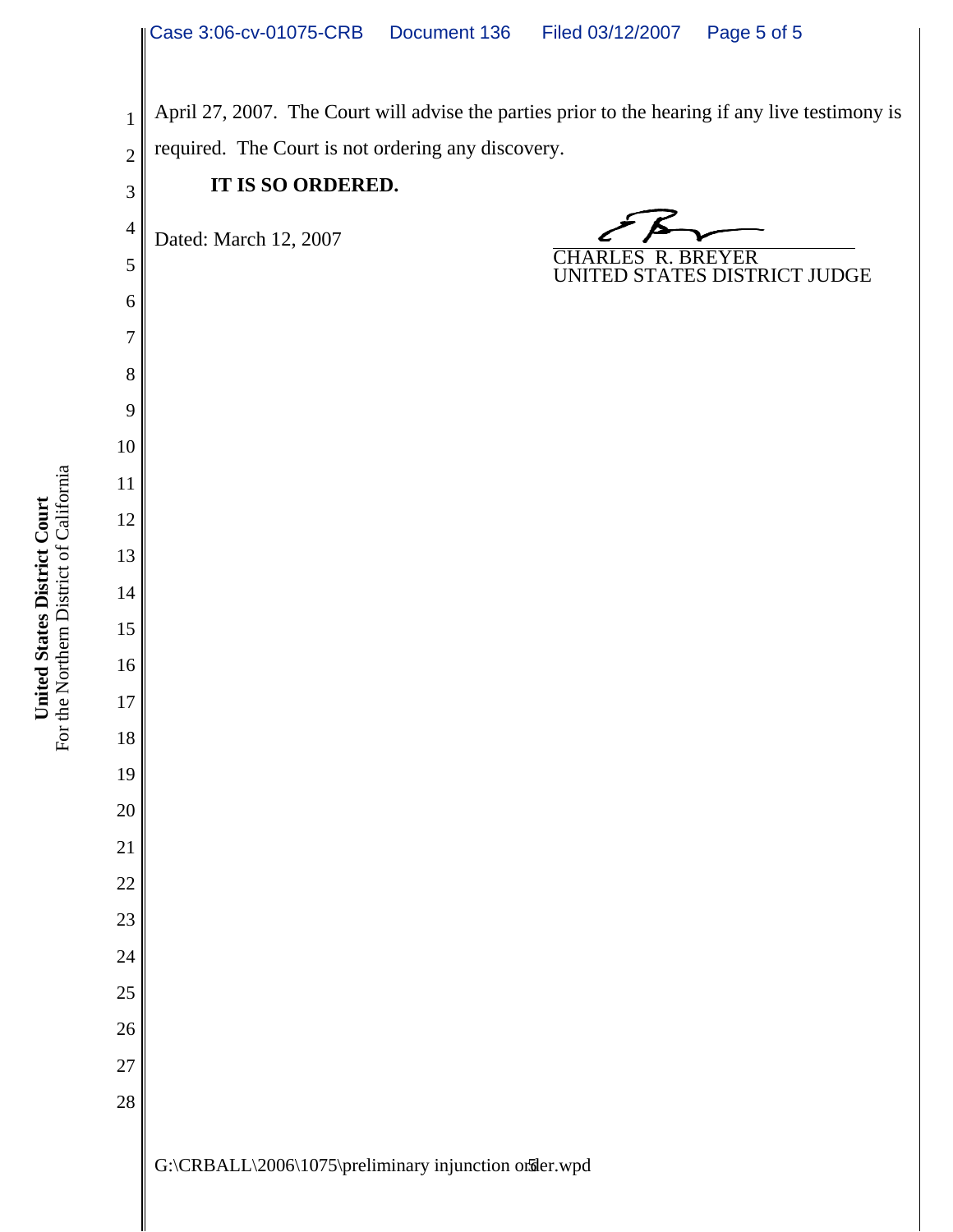April 27, 2007. The Court will advise the parties prior to the hearing if any live testimony is required. The Court is not ordering any discovery.

**IT IS SO ORDERED.**

Dated: March 12, 2007

CHARLES R. BREYER
UNITED STATES DISTRICT JUDGE

G:\CRBALL\2006\1075\preliminary injunction order.wpd